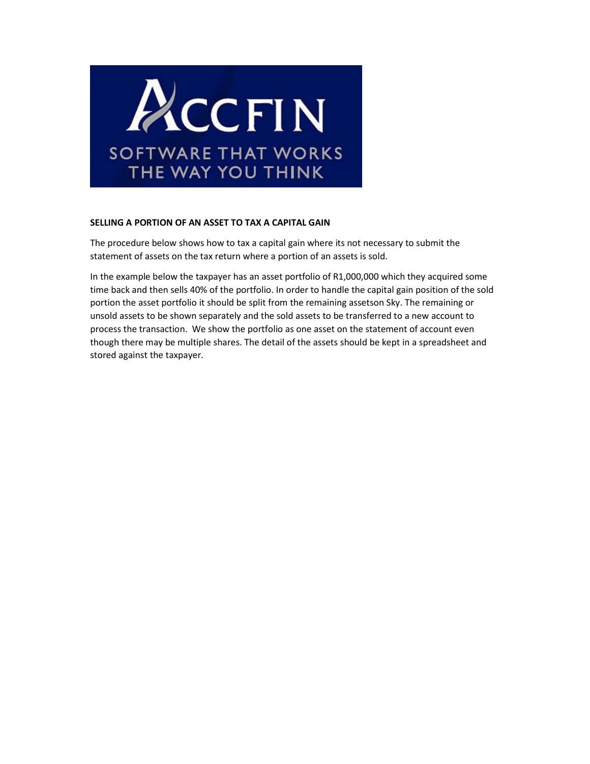**SELLING A PORTION OF AN ASSET TO TAX A CAPITAL GAIN**

The procedure below shows how to tax a capital gain where its not necessary to submit the statement of assets on the tax return where a portion of an assets is sold.

In the example below the taxpayer has an asset portfolio of R1,000,000 which they acquired some time back and then sells 40% of the portfolio. In order to handle the capital gain position of the sold portion the asset portfolio it should be split from the remaining assetson Sky. The remaining or unsold assets to be shown separately and the sold assets to be transferred to a new account to process the transaction. We show the portfolio as one asset on the statement of account even though there may be multiple shares. The detail of the assets should be kept in a spreadsheet and stored against the taxpayer.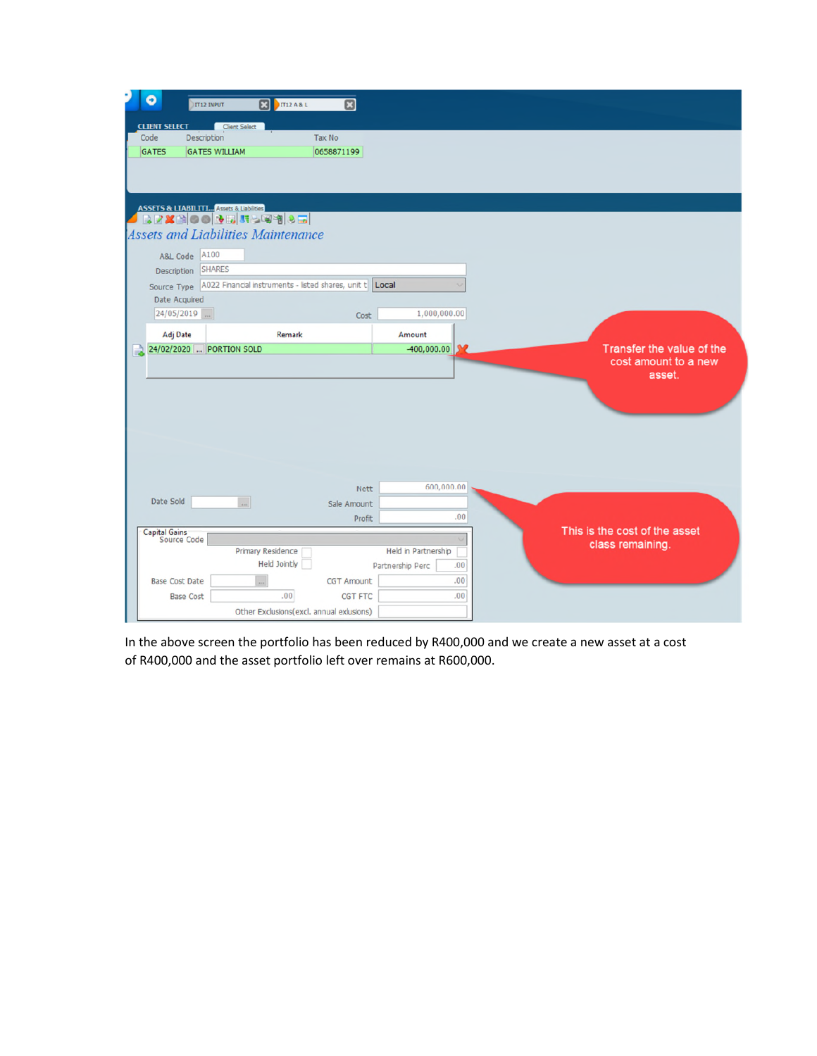IT12 INPUT | IT12 A & L

**CLIENT SELECT**

| Code | Description | Tax No |
| --- | --- | --- |
| GATES | GATES WILLIAM | 0658871199 |

**ASSETS & LIABILITIES**

*Assets and Liabilities Maintenance*

A&L Code: A100

Description: SHARES

Source Type: A022 Financial instruments - listed shares, unit t | Local

Date Acquired: 24/05/2019

Cost: 1,000,000.00

| Adj Date | Remark | Amount |
| --- | --- | --- |
| 24/02/2020 | PORTION SOLD | -400,000.00 |

Transfer the value of the cost amount to a new asset.

Nett: 600,000.00

Date Sold:

Sale Amount:

Profit: .00

This is the cost of the asset class remaining.

Capital Gains Source Code:

Primary Residence | Held in Partnership

Held Jointly | Partnership Perc: .00

Base Cost Date: | CGT Amount: .00

Base Cost: .00 | CGT FTC: .00

Other Exclusions(excl. annual exlusions):

In the above screen the portfolio has been reduced by R400,000 and we create a new asset at a cost of R400,000 and the asset portfolio left over remains at R600,000.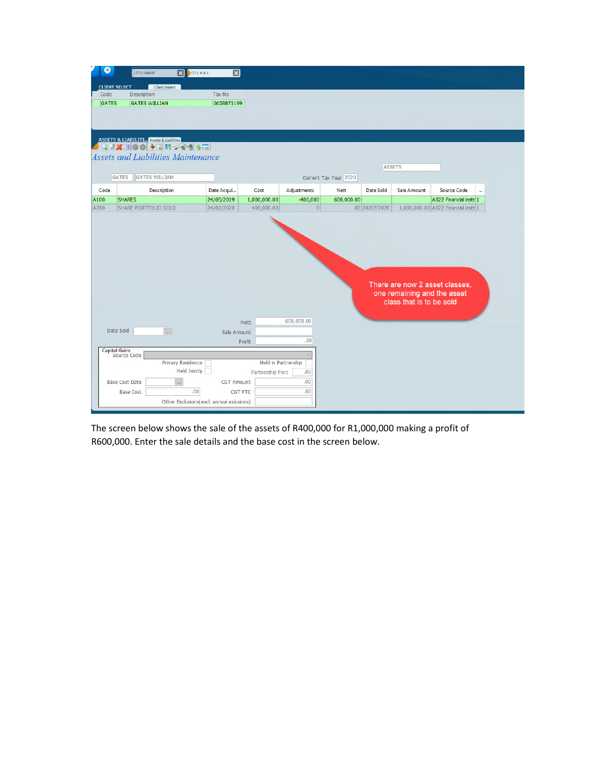IT12 INPUT | IT12 A & L

CLIENT SELECT | Client Select

| Code | Description | Tax No |
|---|---|---|
| GATES | GATES WILLIAM | 0658871199 |

ASSETS & LIABILITI... | Assets & Liabilities

*Assets and Liabilities Maintenance*

ASSETS

GATES | GATES WILLIAM | Current Tax Year 2020

| Code | Description | Date Acqui... | Cost | Adjustments | Nett | Date Sold | Sale Amount | Source Code | ... |
|---|---|---|---|---|---|---|---|---|---|
| A100 | SHARES | 24/05/2019 | 1,000,000.00 | -400,000 | 600,000.00 | | | A022 Financial instr | 1 |
| A200 | SHARE PORTFOLIO SOLD | 24/02/2020 | 400,000.00 | 0 | .00 | 24/02/2020 | 1,000,000.00 | A022 Financial instr | 1 |

There are now 2 asset classes, one remaining and the asset class that is to be sold

Nett: 600,000.00

Date Sold:

Sale Amount:

Profit: .00

Capital Gains

Source Code:

Primary Residence | Held in Partnership

Held Jointly | Partnership Perc .00

Base Cost Date: | CGT Amount .00

Base Cost .00 | CGT FTC .00

Other Exclusions(excl. annual exlusions)

The screen below shows the sale of the assets of R400,000 for R1,000,000 making a profit of R600,000. Enter the sale details and the base cost in the screen below.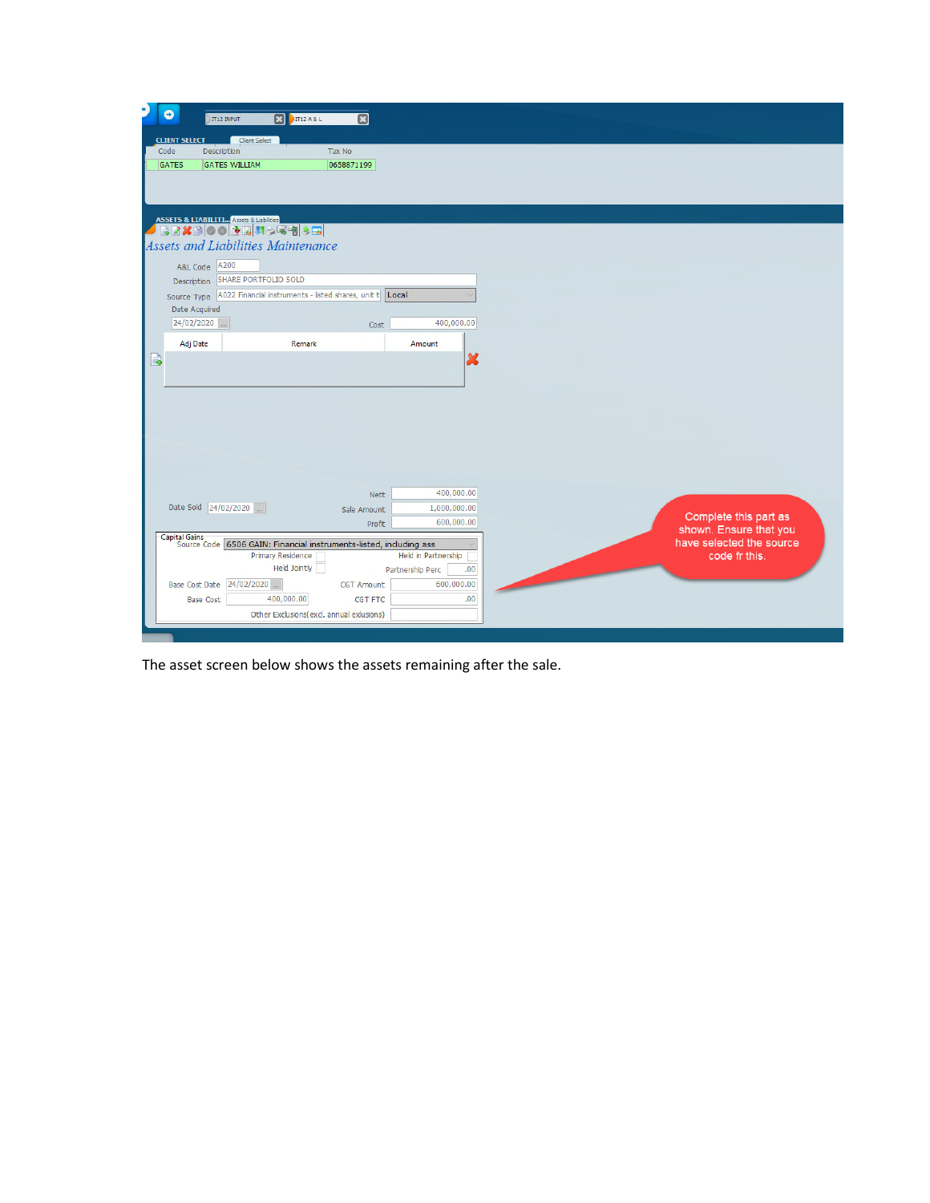| | | |
|---|---|---|
| IT12 INPUT | IT12 A & L | |

**CLIENT SELECT** — Client Select

| Code | Description | Tax No |
|---|---|---|
| GATES | GATES WILLIAM | 0658871199 |

**ASSETS & LIABILITI...** — Assets & Liabilities

*Assets and Liabilities Maintenance*

A&L Code: A200

Description: SHARE PORTFOLIO SOLD

Source Type: A022 Financial instruments - listed shares, unit t — Local

Date Acquired: 24/02/2020

Cost: 400,000.00

| Adj Date | Remark | Amount |
|---|---|---|
| | | |

Nett: 400,000.00

Date Sold: 24/02/2020 — Sale Amount: 1,000,000.00

Profit: 600,000.00

Capital Gains

Source Code: 6506 GAIN: Financial instruments-listed, including ass

Primary Residence — Held in Partnership

Held Jointly — Partnership Perc: .00

Base Cost Date: 24/02/2020 — CGT Amount: 600,000.00

Base Cost: 400,000.00 — CGT FTC: .00

Other Exclusions(excl. annual exlusions)

Complete this part as shown. Ensure that you have selected the source code fr this.

The asset screen below shows the assets remaining after the sale.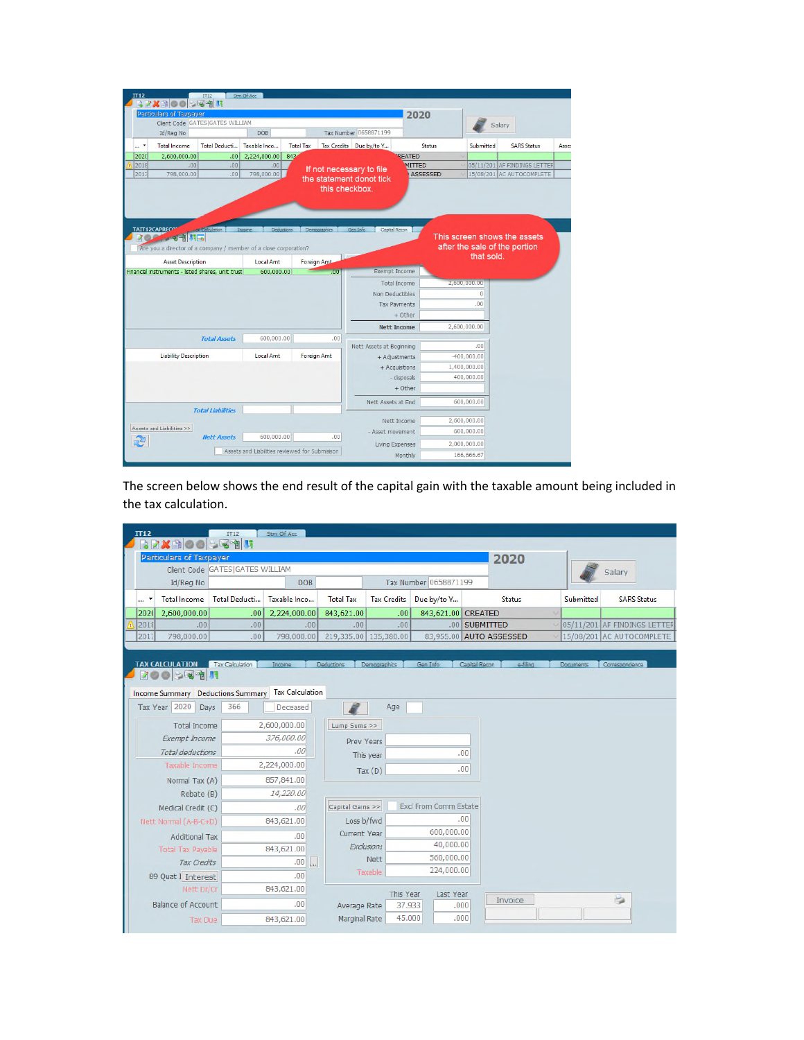| ... | Total Income | Total Deducti... | Taxable Inco... | Total Tax | Tax Credits | Due by/to Y... | Status | Submitted | SARS Status | Asse |
|---|---|---|---|---|---|---|---|---|---|---|
| 2020 | 2,600,000.00 | .00 | 2,224,000.00 | 843 | | | REATED | | | |
| 2019 | .00 | .00 | .00 | | | | MITTED | 05/11/201 | AF FINDINGS LETTER | |
| 2017 | 798,000.00 | .00 | 798,000.00 | | | | ASSESSED | 15/08/201 | AC AUTOCOMPLETE | |

If not necessary to file the statement donot tick this checkbox.

This screen shows the assets after the sale of the portion that sold.

Are you a director of a company / member of a close corporation?

| Asset Description | Local Amt | Foreign Amt |
|---|---|---|
| Financial instruments - listed shares, unit trust | 600,000.00 | .00 |
| Total Assets | 600,000.00 | .00 |

| Liability Description | Local Amt | Foreign Amt |
|---|---|---|
| Total Liabilities | | |
| Nett Assets | 600,000.00 | .00 |

Assets and Liabilities reviewed for Submission

| | |
|---|---|
| Exempt Income | |
| Total Income | 2,600,000.00 |
| Non Deductibles | 0 |
| Tax Payments | .00 |
| + Other | |
| Nett Income | 2,600,000.00 |
| Nett Assets at Beginning | .00 |
| + Adjustments | -400,000.00 |
| + Acquisitions | 1,400,000.00 |
| - disposals | 400,000.00 |
| + Other | |
| Nett Assets at End | 600,000.00 |
| Nett Income | 2,600,000.00 |
| - Asset movement | 600,000.00 |
| Living Expenses | 2,000,000.00 |
| Monthly | 166,666.67 |

The screen below shows the end result of the capital gain with the taxable amount being included in the tax calculation.

IT12 — Particulars of Taxpayer — 2020

Client Code GATES|GATES WILLIAM
Tax Number 0658871199

| ... | Total Income | Total Deducti... | Taxable Inco... | Total Tax | Tax Credits | Due by/to Y... | Status | Submitted | SARS Status |
|---|---|---|---|---|---|---|---|---|---|
| 2020 | 2,600,000.00 | .00 | 2,224,000.00 | 843,621.00 | .00 | 843,621.00 | CREATED | | |
| 2019 | .00 | .00 | .00 | .00 | .00 | .00 | SUBMITTED | 05/11/201 | AF FINDINGS LETTER |
| 2017 | 798,000.00 | .00 | 798,000.00 | 219,335.00 | 135,380.00 | 83,955.00 | AUTO ASSESSED | 15/08/201 | AC AUTOCOMPLETE |

TAX CALCULATION

Tax Year 2020 Days 366 Deceased Age

| | |
|---|---|
| Total Income | 2,600,000.00 |
| Exempt Income | 376,000.00 |
| Total deductions | .00 |
| Taxable Income | 2,224,000.00 |
| Normal Tax (A) | 857,841.00 |
| Rebate (B) | 14,220.00 |
| Medical Credit (C) | .00 |
| Nett Normal (A-B-C+D) | 843,621.00 |
| Additional Tax | .00 |
| Total Tax Payable | 843,621.00 |
| Tax Credits | .00 |
| 89 Quat 1 Interest | .00 |
| Nett Dr/Cr | 843,621.00 |
| Balance of Account | .00 |
| Tax Due | 843,621.00 |

Lump Sums >>

| | |
|---|---|
| Prev Years | |
| This year | .00 |
| Tax (D) | .00 |

Capital Gains >> Excl From Comm Estate

| | |
|---|---|
| Loss b/fwd | .00 |
| Current Year | 600,000.00 |
| Exclusions | 40,000.00 |
| Nett | 560,000.00 |
| Taxable | 224,000.00 |

| | This Year | Last Year |
|---|---|---|
| Average Rate | 37.933 | .000 |
| Marginal Rate | 45.000 | .000 |